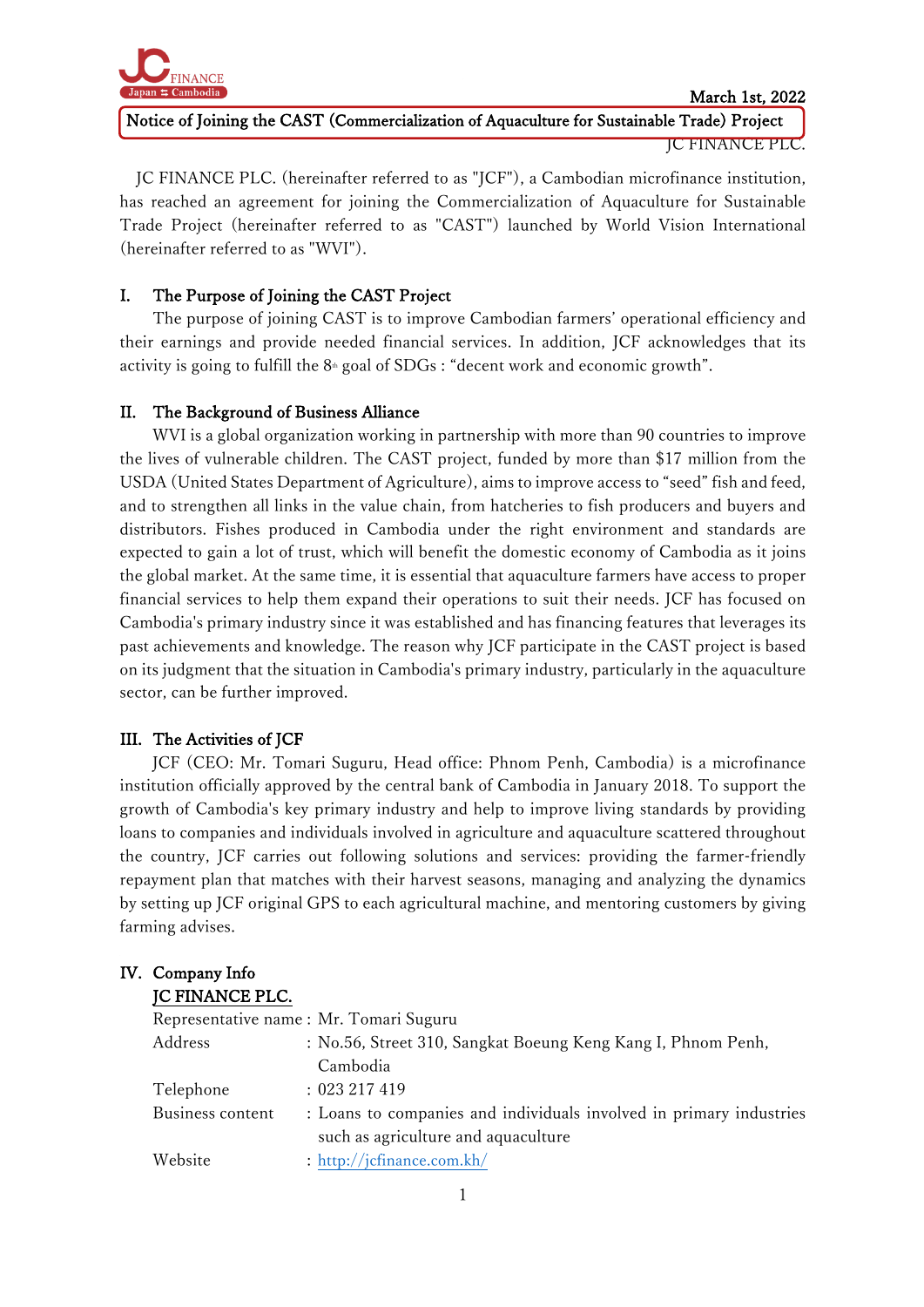March 1st, 2022

# Notice of Joining the CAST (Commercialization of Aquaculture for Sustainable Trade) Project

JC FINANCE PLC.

JC FINANCE PLC. (hereinafter referred to as "JCF"), a Cambodian microfinance institution, has reached an agreement for joining the Commercialization of Aquaculture for Sustainable Trade Project (hereinafter referred to as "CAST") launched by World Vision International (hereinafter referred to as "WVI").

## I. The Purpose of Joining the CAST Project

The purpose of joining CAST is to improve Cambodian farmers' operational efficiency and their earnings and provide needed financial services. In addition, JCF acknowledges that its activity is going to fulfill the 8th goal of SDGs : "decent work and economic growth".

## II. The Background of Business Alliance

WVI is a global organization working in partnership with more than 90 countries to improve the lives of vulnerable children. The CAST project, funded by more than $17 million from the USDA (United States Department of Agriculture), aims to improve access to "seed" fish and feed, and to strengthen all links in the value chain, from hatcheries to fish producers and buyers and distributors. Fishes produced in Cambodia under the right environment and standards are expected to gain a lot of trust, which will benefit the domestic economy of Cambodia as it joins the global market. At the same time, it is essential that aquaculture farmers have access to proper financial services to help them expand their operations to suit their needs. JCF has focused on Cambodia's primary industry since it was established and has financing features that leverages its past achievements and knowledge. The reason why JCF participate in the CAST project is based on its judgment that the situation in Cambodia's primary industry, particularly in the aquaculture sector, can be further improved.

## III. The Activities of JCF

JCF (CEO: Mr. Tomari Suguru, Head office: Phnom Penh, Cambodia) is a microfinance institution officially approved by the central bank of Cambodia in January 2018. To support the growth of Cambodia's key primary industry and help to improve living standards by providing loans to companies and individuals involved in agriculture and aquaculture scattered throughout the country, JCF carries out following solutions and services: providing the farmer-friendly repayment plan that matches with their harvest seasons, managing and analyzing the dynamics by setting up JCF original GPS to each agricultural machine, and mentoring customers by giving farming advises.

## IV. Company Info

**JC FINANCE PLC.**

Representative name : Mr. Tomari Suguru

Address : No.56, Street 310, Sangkat Boeung Keng Kang I, Phnom Penh, Cambodia

Telephone : 023 217 419

Business content : Loans to companies and individuals involved in primary industries such as agriculture and aquaculture

Website : http://jcfinance.com.kh/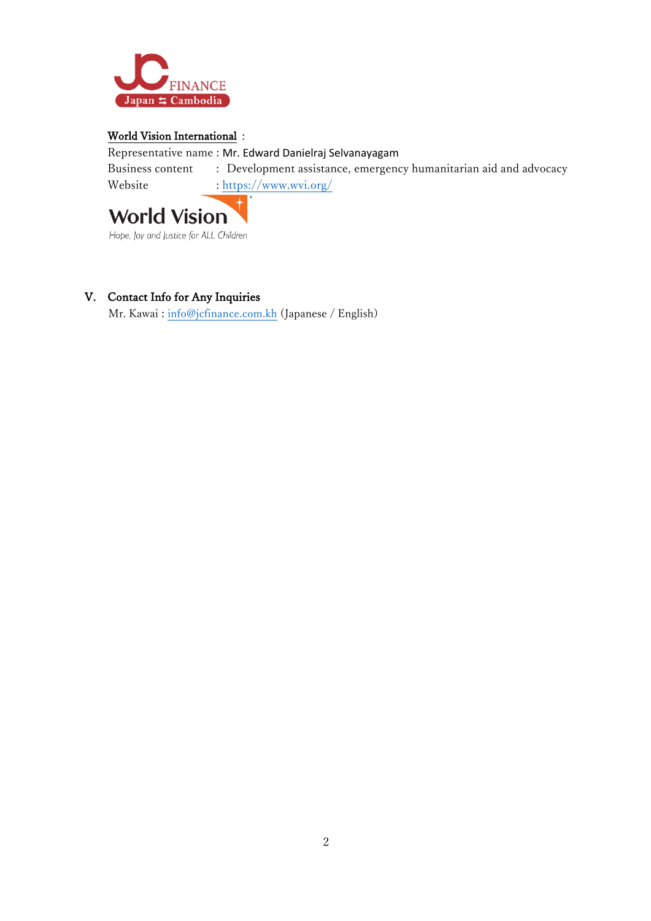World Vision International :

Representative name : Mr. Edward Danielraj Selvanayagam

Business content : Development assistance, emergency humanitarian aid and advocacy

Website : https://www.wvi.org/

## V. Contact Info for Any Inquiries

Mr. Kawai : info@jcfinance.com.kh (Japanese / English)